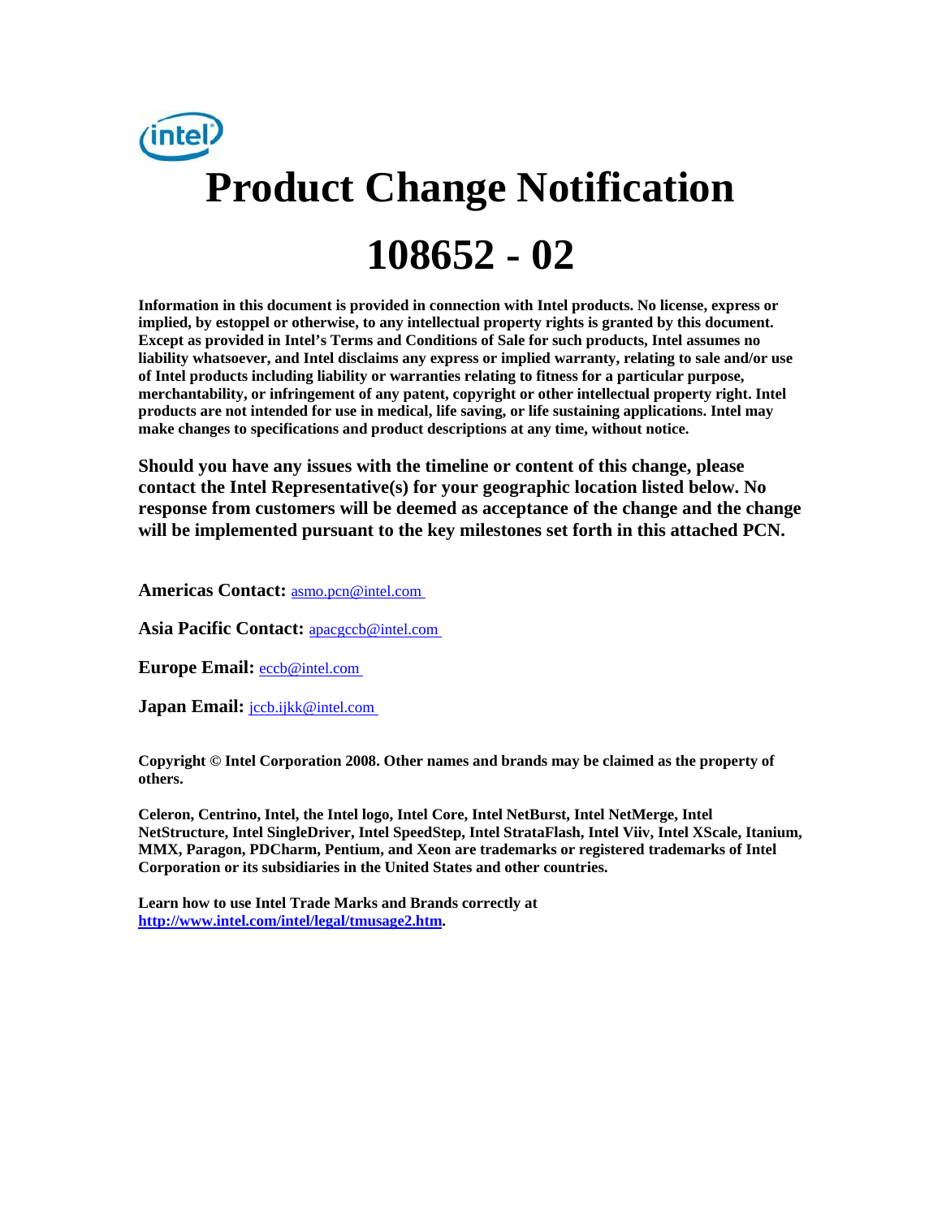# Product Change Notification

# 108652 - 02

**Information in this document is provided in connection with Intel products. No license, express or implied, by estoppel or otherwise, to any intellectual property rights is granted by this document. Except as provided in Intel's Terms and Conditions of Sale for such products, Intel assumes no liability whatsoever, and Intel disclaims any express or implied warranty, relating to sale and/or use of Intel products including liability or warranties relating to fitness for a particular purpose, merchantability, or infringement of any patent, copyright or other intellectual property right. Intel products are not intended for use in medical, life saving, or life sustaining applications. Intel may make changes to specifications and product descriptions at any time, without notice.**

**Should you have any issues with the timeline or content of this change, please contact the Intel Representative(s) for your geographic location listed below. No response from customers will be deemed as acceptance of the change and the change will be implemented pursuant to the key milestones set forth in this attached PCN.**

**Americas Contact:** asmo.pcn@intel.com

**Asia Pacific Contact:** apacgccb@intel.com

**Europe Email:** eccb@intel.com

**Japan Email:** jccb.ijkk@intel.com

**Copyright © Intel Corporation 2008. Other names and brands may be claimed as the property of others.**

**Celeron, Centrino, Intel, the Intel logo, Intel Core, Intel NetBurst, Intel NetMerge, Intel NetStructure, Intel SingleDriver, Intel SpeedStep, Intel StrataFlash, Intel Viiv, Intel XScale, Itanium, MMX, Paragon, PDCharm, Pentium, and Xeon are trademarks or registered trademarks of Intel Corporation or its subsidiaries in the United States and other countries.**

**Learn how to use Intel Trade Marks and Brands correctly at [http://www.intel.com/intel/legal/tmusage2.htm](http://www.intel.com/intel/legal/tmusage2.htm).**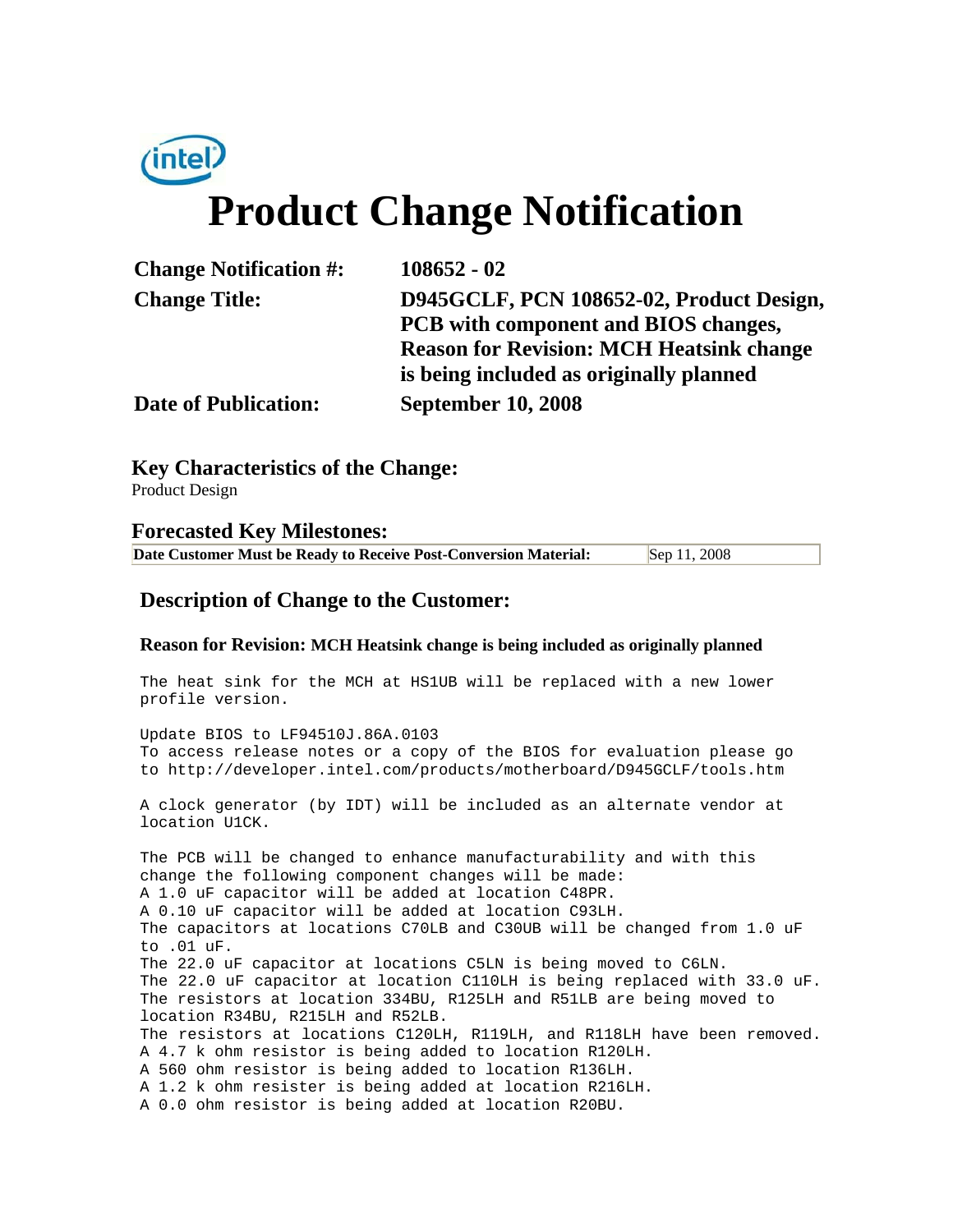intel

# Product Change Notification

| | |
|---|---|
| **Change Notification #:** | **108652 - 02** |
| **Change Title:** | **D945GCLF, PCN 108652-02, Product Design, PCB with component and BIOS changes, Reason for Revision: MCH Heatsink change is being included as originally planned** |
| **Date of Publication:** | **September 10, 2008** |

## Key Characteristics of the Change:

Product Design

## Forecasted Key Milestones:

| | |
|---|---|
| **Date Customer Must be Ready to Receive Post-Conversion Material:** | Sep 11, 2008 |

## Description of Change to the Customer:

**Reason for Revision: MCH Heatsink change is being included as originally planned**

The heat sink for the MCH at HS1UB will be replaced with a new lower profile version.

Update BIOS to LF94510J.86A.0103
To access release notes or a copy of the BIOS for evaluation please go to http://developer.intel.com/products/motherboard/D945GCLF/tools.htm

A clock generator (by IDT) will be included as an alternate vendor at location U1CK.

The PCB will be changed to enhance manufacturability and with this change the following component changes will be made:
A 1.0 uF capacitor will be added at location C48PR.
A 0.10 uF capacitor will be added at location C93LH.
The capacitors at locations C70LB and C30UB will be changed from 1.0 uF to .01 uF.
The 22.0 uF capacitor at locations C5LN is being moved to C6LN.
The 22.0 uF capacitor at location C110LH is being replaced with 33.0 uF.
The resistors at location 334BU, R125LH and R51LB are being moved to location R34BU, R215LH and R52LB.
The resistors at locations C120LH, R119LH, and R118LH have been removed.
A 4.7 k ohm resistor is being added to location R120LH.
A 560 ohm resistor is being added to location R136LH.
A 1.2 k ohm resister is being added at location R216LH.
A 0.0 ohm resistor is being added at location R20BU.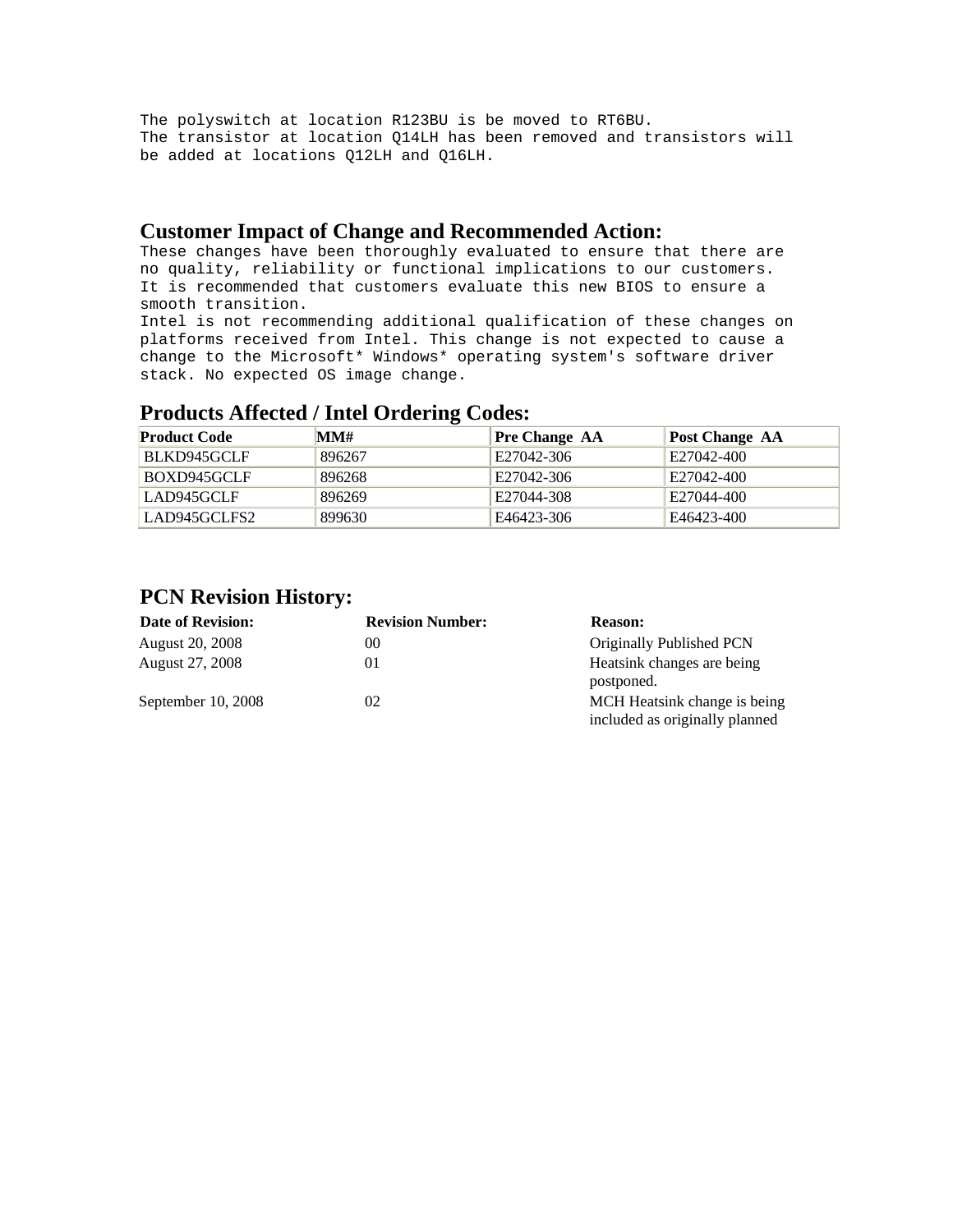The polyswitch at location R123BU is be moved to RT6BU.
The transistor at location Q14LH has been removed and transistors will be added at locations Q12LH and Q16LH.

## Customer Impact of Change and Recommended Action:

These changes have been thoroughly evaluated to ensure that there are no quality, reliability or functional implications to our customers. It is recommended that customers evaluate this new BIOS to ensure a smooth transition.
Intel is not recommending additional qualification of these changes on platforms received from Intel. This change is not expected to cause a change to the Microsoft* Windows* operating system's software driver stack. No expected OS image change.

## Products Affected / Intel Ordering Codes:

| Product Code | MM# | Pre Change AA | Post Change AA |
|---|---|---|---|
| BLKD945GCLF | 896267 | E27042-306 | E27042-400 |
| BOXD945GCLF | 896268 | E27042-306 | E27042-400 |
| LAD945GCLF | 896269 | E27044-308 | E27044-400 |
| LAD945GCLFS2 | 899630 | E46423-306 | E46423-400 |

## PCN Revision History:

| Date of Revision: | Revision Number: | Reason: |
|---|---|---|
| August 20, 2008 | 00 | Originally Published PCN |
| August 27, 2008 | 01 | Heatsink changes are being postponed. |
| September 10, 2008 | 02 | MCH Heatsink change is being included as originally planned |